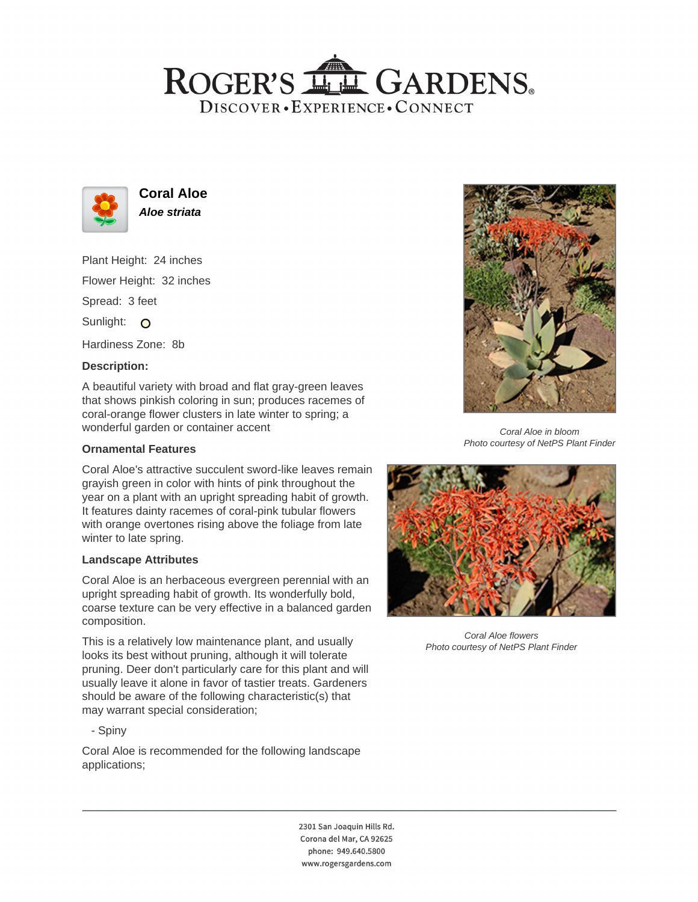# Coral Aloe

***Aloe striata***

Plant Height: 24 inches

Flower Height: 32 inches

Spread: 3 feet

Sunlight:

Hardiness Zone: 8b

**Description:**

A beautiful variety with broad and flat gray-green leaves that shows pinkish coloring in sun; produces racemes of coral-orange flower clusters in late winter to spring; a wonderful garden or container accent

### Ornamental Features

Coral Aloe's attractive succulent sword-like leaves remain grayish green in color with hints of pink throughout the year on a plant with an upright spreading habit of growth. It features dainty racemes of coral-pink tubular flowers with orange overtones rising above the foliage from late winter to late spring.

### Landscape Attributes

Coral Aloe is an herbaceous evergreen perennial with an upright spreading habit of growth. Its wonderfully bold, coarse texture can be very effective in a balanced garden composition.

This is a relatively low maintenance plant, and usually looks its best without pruning, although it will tolerate pruning. Deer don't particularly care for this plant and will usually leave it alone in favor of tastier treats. Gardeners should be aware of the following characteristic(s) that may warrant special consideration;

- Spiny

Coral Aloe is recommended for the following landscape applications;

*Coral Aloe in bloom*
*Photo courtesy of NetPS Plant Finder*

*Coral Aloe flowers*
*Photo courtesy of NetPS Plant Finder*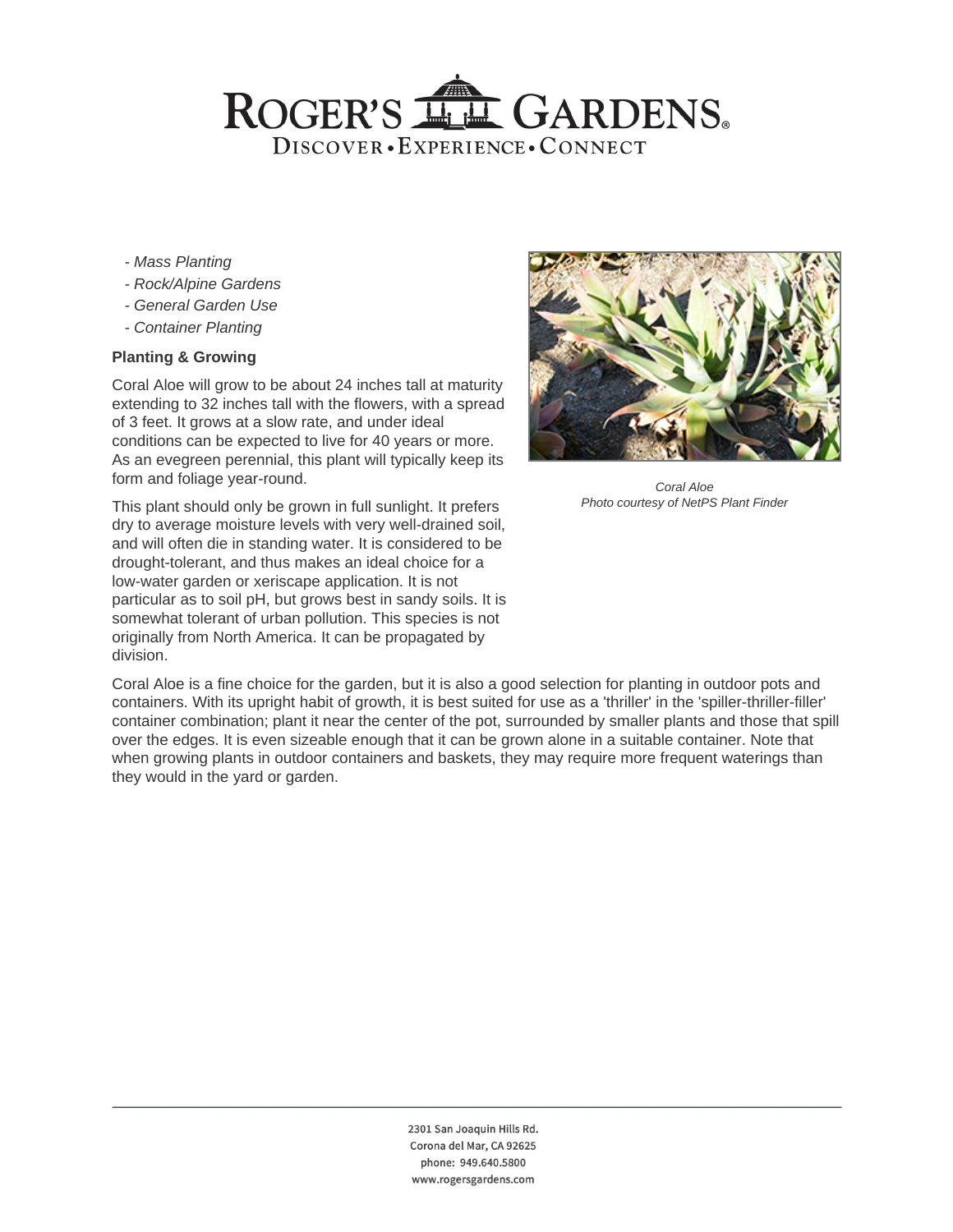- *Mass Planting*
- *Rock/Alpine Gardens*
- *General Garden Use*
- *Container Planting*

**Planting & Growing**

Coral Aloe will grow to be about 24 inches tall at maturity extending to 32 inches tall with the flowers, with a spread of 3 feet. It grows at a slow rate, and under ideal conditions can be expected to live for 40 years or more. As an evegreen perennial, this plant will typically keep its form and foliage year-round.

This plant should only be grown in full sunlight. It prefers dry to average moisture levels with very well-drained soil, and will often die in standing water. It is considered to be drought-tolerant, and thus makes an ideal choice for a low-water garden or xeriscape application. It is not particular as to soil pH, but grows best in sandy soils. It is somewhat tolerant of urban pollution. This species is not originally from North America. It can be propagated by division.

*Coral Aloe*
*Photo courtesy of NetPS Plant Finder*

Coral Aloe is a fine choice for the garden, but it is also a good selection for planting in outdoor pots and containers. With its upright habit of growth, it is best suited for use as a 'thriller' in the 'spiller-thriller-filler' container combination; plant it near the center of the pot, surrounded by smaller plants and those that spill over the edges. It is even sizeable enough that it can be grown alone in a suitable container. Note that when growing plants in outdoor containers and baskets, they may require more frequent waterings than they would in the yard or garden.